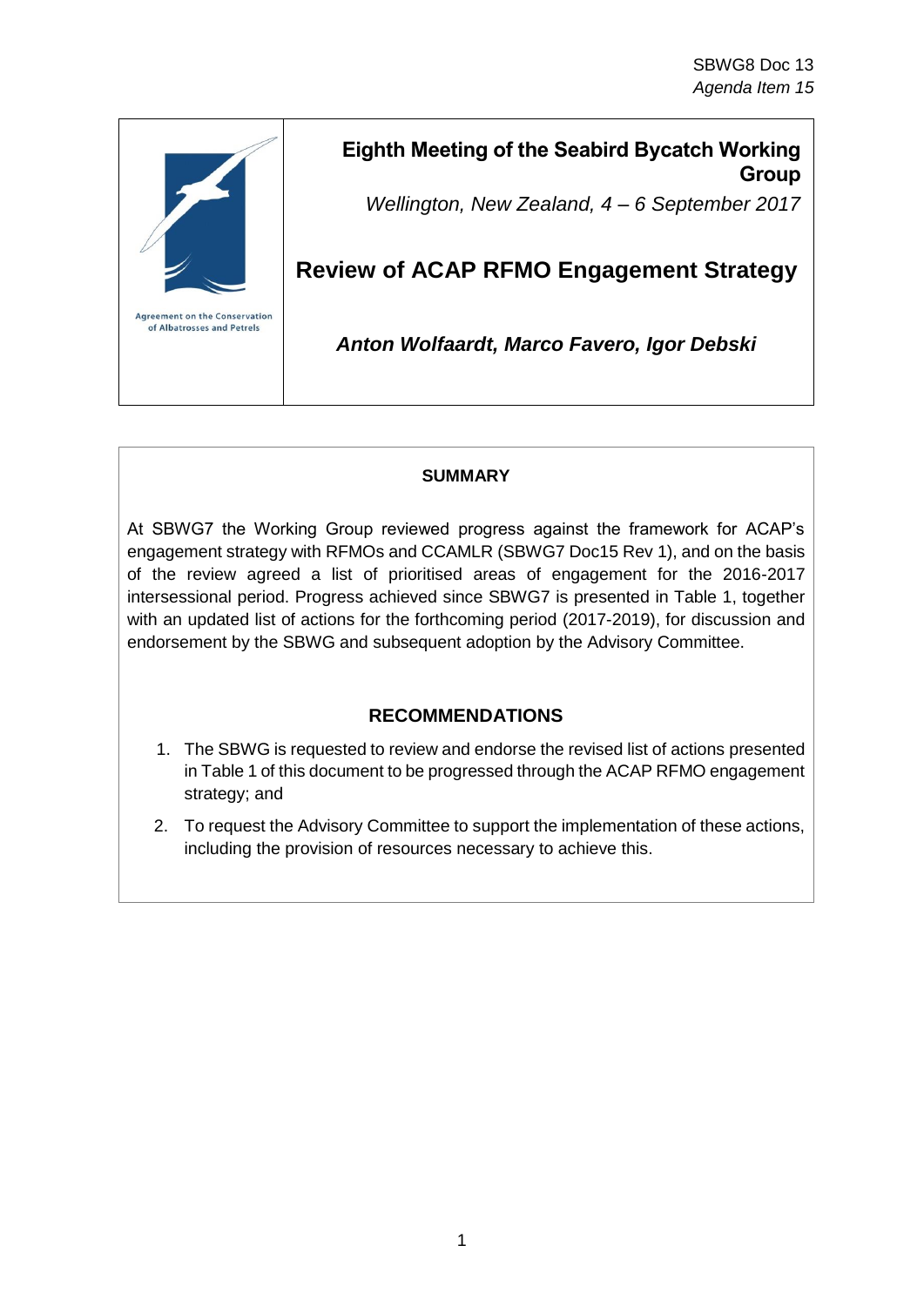SBWG8 Doc 13
*Agenda Item 15*

Agreement on the Conservation of Albatrosses and Petrels

# Eighth Meeting of the Seabird Bycatch Working Group

*Wellington, New Zealand, 4 – 6 September 2017*

# Review of ACAP RFMO Engagement Strategy

***Anton Wolfaardt, Marco Favero, Igor Debski***

## SUMMARY

At SBWG7 the Working Group reviewed progress against the framework for ACAP's engagement strategy with RFMOs and CCAMLR (SBWG7 Doc15 Rev 1), and on the basis of the review agreed a list of prioritised areas of engagement for the 2016-2017 intersessional period. Progress achieved since SBWG7 is presented in Table 1, together with an updated list of actions for the forthcoming period (2017-2019), for discussion and endorsement by the SBWG and subsequent adoption by the Advisory Committee.

## RECOMMENDATIONS

1. The SBWG is requested to review and endorse the revised list of actions presented in Table 1 of this document to be progressed through the ACAP RFMO engagement strategy; and
2. To request the Advisory Committee to support the implementation of these actions, including the provision of resources necessary to achieve this.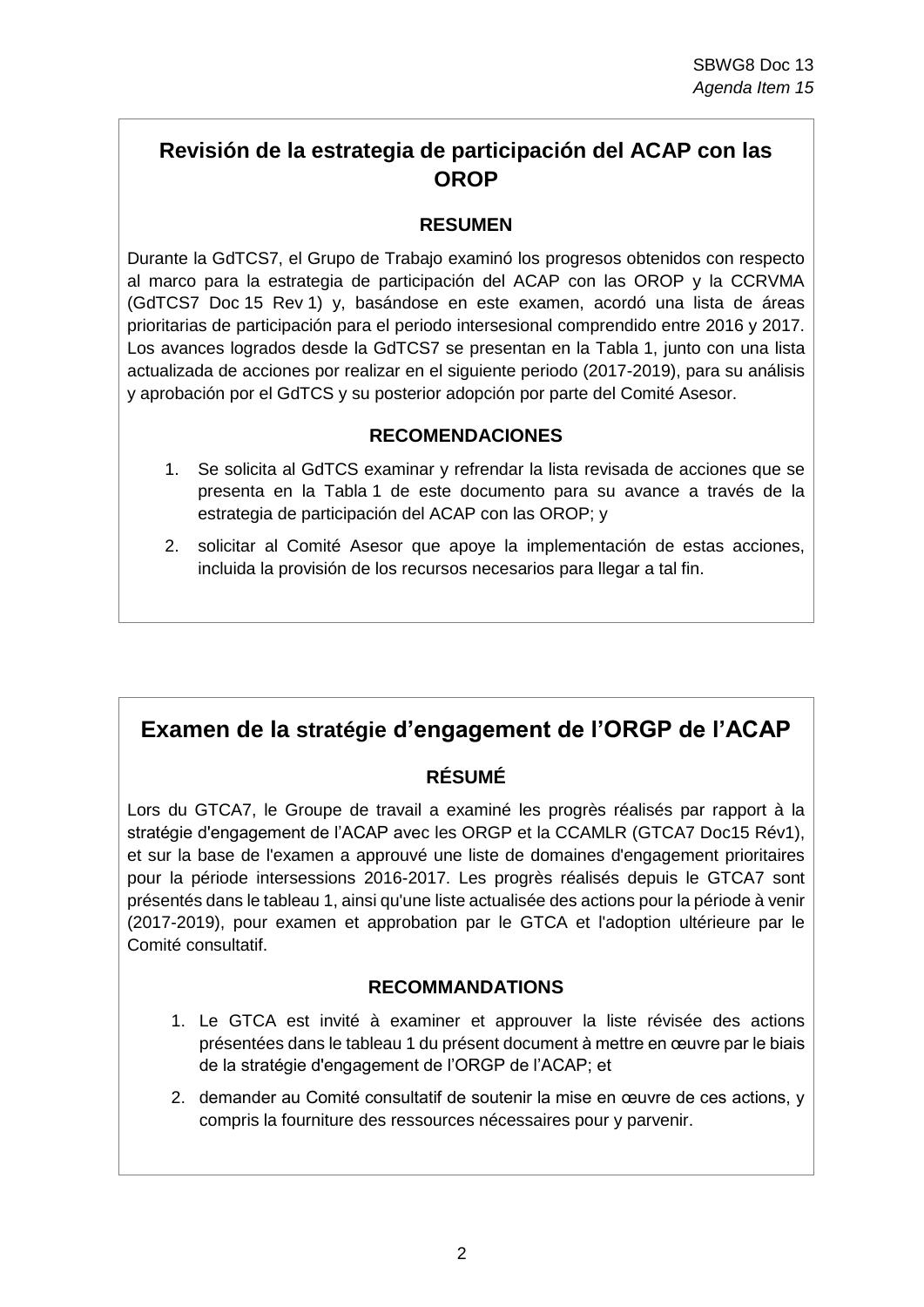# Revisión de la estrategia de participación del ACAP con las OROP

## RESUMEN

Durante la GdTCS7, el Grupo de Trabajo examinó los progresos obtenidos con respecto al marco para la estrategia de participación del ACAP con las OROP y la CCRVMA (GdTCS7 Doc 15 Rev 1) y, basándose en este examen, acordó una lista de áreas prioritarias de participación para el periodo intersesional comprendido entre 2016 y 2017. Los avances logrados desde la GdTCS7 se presentan en la Tabla 1, junto con una lista actualizada de acciones por realizar en el siguiente periodo (2017-2019), para su análisis y aprobación por el GdTCS y su posterior adopción por parte del Comité Asesor.

## RECOMENDACIONES

1. Se solicita al GdTCS examinar y refrendar la lista revisada de acciones que se presenta en la Tabla 1 de este documento para su avance a través de la estrategia de participación del ACAP con las OROP; y
2. solicitar al Comité Asesor que apoye la implementación de estas acciones, incluida la provisión de los recursos necesarios para llegar a tal fin.

# Examen de la stratégie d'engagement de l'ORGP de l'ACAP

## RÉSUMÉ

Lors du GTCA7, le Groupe de travail a examiné les progrès réalisés par rapport à la stratégie d'engagement de l'ACAP avec les ORGP et la CCAMLR (GTCA7 Doc15 Rév1), et sur la base de l'examen a approuvé une liste de domaines d'engagement prioritaires pour la période intersessions 2016-2017. Les progrès réalisés depuis le GTCA7 sont présentés dans le tableau 1, ainsi qu'une liste actualisée des actions pour la période à venir (2017-2019), pour examen et approbation par le GTCA et l'adoption ultérieure par le Comité consultatif.

## RECOMMANDATIONS

1. Le GTCA est invité à examiner et approuver la liste révisée des actions présentées dans le tableau 1 du présent document à mettre en œuvre par le biais de la stratégie d'engagement de l'ORGP de l'ACAP; et
2. demander au Comité consultatif de soutenir la mise en œuvre de ces actions, y compris la fourniture des ressources nécessaires pour y parvenir.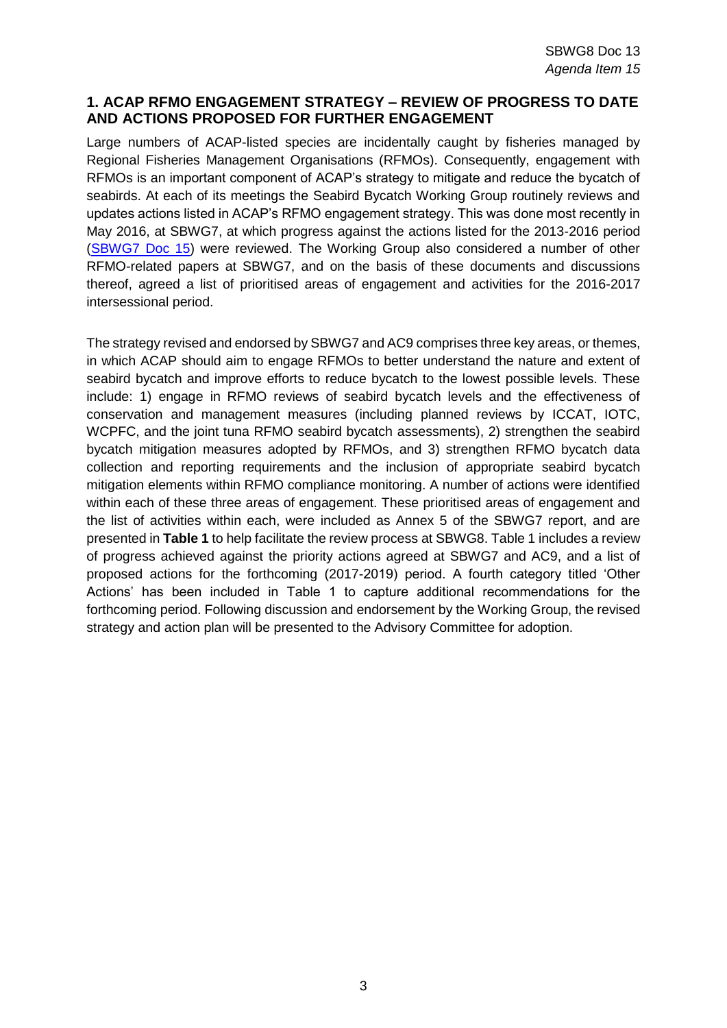## 1. ACAP RFMO ENGAGEMENT STRATEGY – REVIEW OF PROGRESS TO DATE AND ACTIONS PROPOSED FOR FURTHER ENGAGEMENT

Large numbers of ACAP-listed species are incidentally caught by fisheries managed by Regional Fisheries Management Organisations (RFMOs). Consequently, engagement with RFMOs is an important component of ACAP's strategy to mitigate and reduce the bycatch of seabirds. At each of its meetings the Seabird Bycatch Working Group routinely reviews and updates actions listed in ACAP's RFMO engagement strategy. This was done most recently in May 2016, at SBWG7, at which progress against the actions listed for the 2013-2016 period (SBWG7 Doc 15) were reviewed. The Working Group also considered a number of other RFMO-related papers at SBWG7, and on the basis of these documents and discussions thereof, agreed a list of prioritised areas of engagement and activities for the 2016-2017 intersessional period.

The strategy revised and endorsed by SBWG7 and AC9 comprises three key areas, or themes, in which ACAP should aim to engage RFMOs to better understand the nature and extent of seabird bycatch and improve efforts to reduce bycatch to the lowest possible levels. These include: 1) engage in RFMO reviews of seabird bycatch levels and the effectiveness of conservation and management measures (including planned reviews by ICCAT, IOTC, WCPFC, and the joint tuna RFMO seabird bycatch assessments), 2) strengthen the seabird bycatch mitigation measures adopted by RFMOs, and 3) strengthen RFMO bycatch data collection and reporting requirements and the inclusion of appropriate seabird bycatch mitigation elements within RFMO compliance monitoring. A number of actions were identified within each of these three areas of engagement. These prioritised areas of engagement and the list of activities within each, were included as Annex 5 of the SBWG7 report, and are presented in **Table 1** to help facilitate the review process at SBWG8. Table 1 includes a review of progress achieved against the priority actions agreed at SBWG7 and AC9, and a list of proposed actions for the forthcoming (2017-2019) period. A fourth category titled 'Other Actions' has been included in Table 1 to capture additional recommendations for the forthcoming period. Following discussion and endorsement by the Working Group, the revised strategy and action plan will be presented to the Advisory Committee for adoption.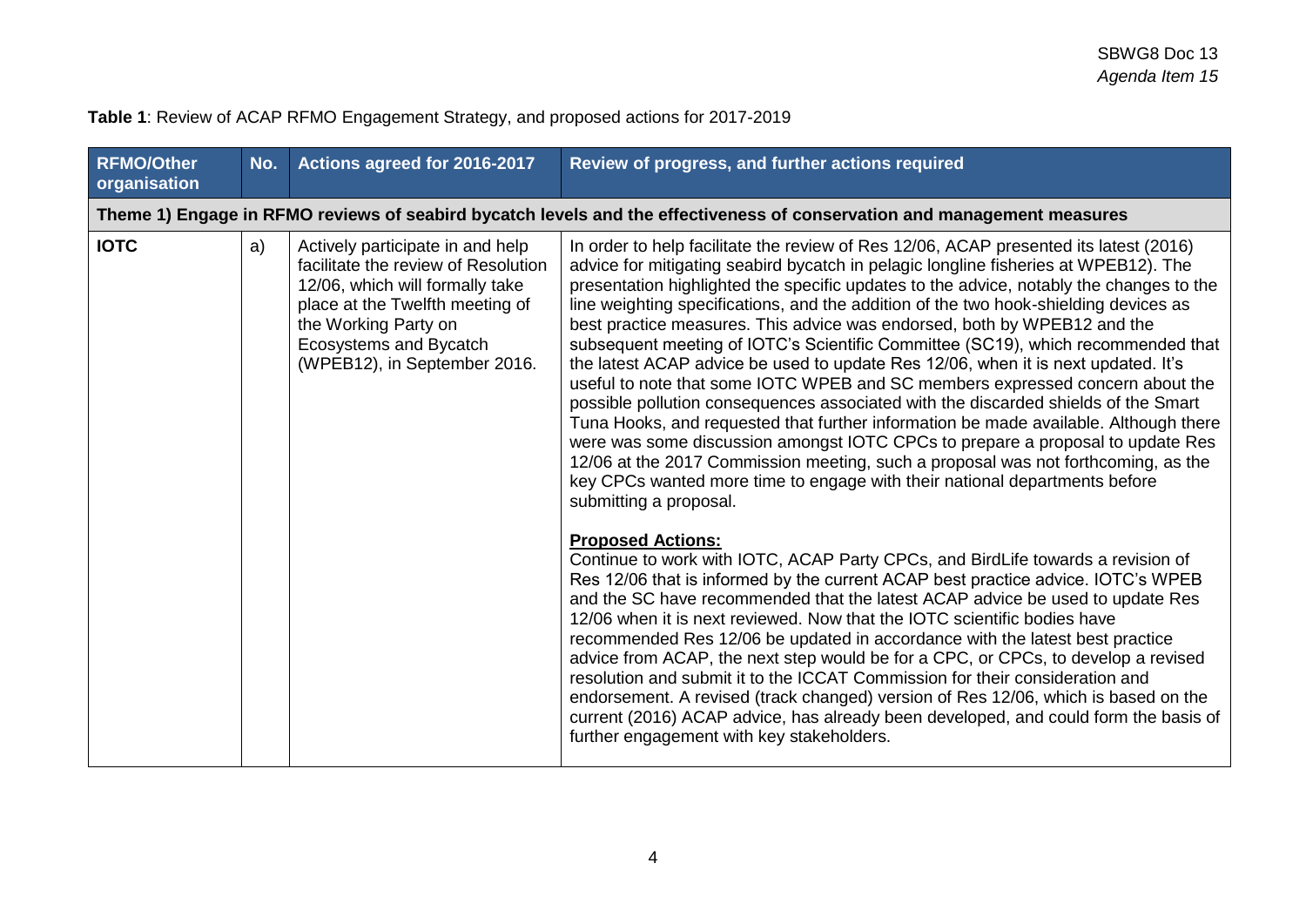**Table 1**: Review of ACAP RFMO Engagement Strategy, and proposed actions for 2017-2019

| RFMO/Other organisation | No. | Actions agreed for 2016-2017 | Review of progress, and further actions required |
|---|---|---|---|
| **Theme 1) Engage in RFMO reviews of seabird bycatch levels and the effectiveness of conservation and management measures** | | | |
| **IOTC** | a) | Actively participate in and help facilitate the review of Resolution 12/06, which will formally take place at the Twelfth meeting of the Working Party on Ecosystems and Bycatch (WPEB12), in September 2016. | In order to help facilitate the review of Res 12/06, ACAP presented its latest (2016) advice for mitigating seabird bycatch in pelagic longline fisheries at WPEB12). The presentation highlighted the specific updates to the advice, notably the changes to the line weighting specifications, and the addition of the two hook-shielding devices as best practice measures. This advice was endorsed, both by WPEB12 and the subsequent meeting of IOTC's Scientific Committee (SC19), which recommended that the latest ACAP advice be used to update Res 12/06, when it is next updated. It's useful to note that some IOTC WPEB and SC members expressed concern about the possible pollution consequences associated with the discarded shields of the Smart Tuna Hooks, and requested that further information be made available. Although there were was some discussion amongst IOTC CPCs to prepare a proposal to update Res 12/06 at the 2017 Commission meeting, such a proposal was not forthcoming, as the key CPCs wanted more time to engage with their national departments before submitting a proposal.<br><br>**Proposed Actions:**<br>Continue to work with IOTC, ACAP Party CPCs, and BirdLife towards a revision of Res 12/06 that is informed by the current ACAP best practice advice. IOTC's WPEB and the SC have recommended that the latest ACAP advice be used to update Res 12/06 when it is next reviewed. Now that the IOTC scientific bodies have recommended Res 12/06 be updated in accordance with the latest best practice advice from ACAP, the next step would be for a CPC, or CPCs, to develop a revised resolution and submit it to the ICCAT Commission for their consideration and endorsement. A revised (track changed) version of Res 12/06, which is based on the current (2016) ACAP advice, has already been developed, and could form the basis of further engagement with key stakeholders. |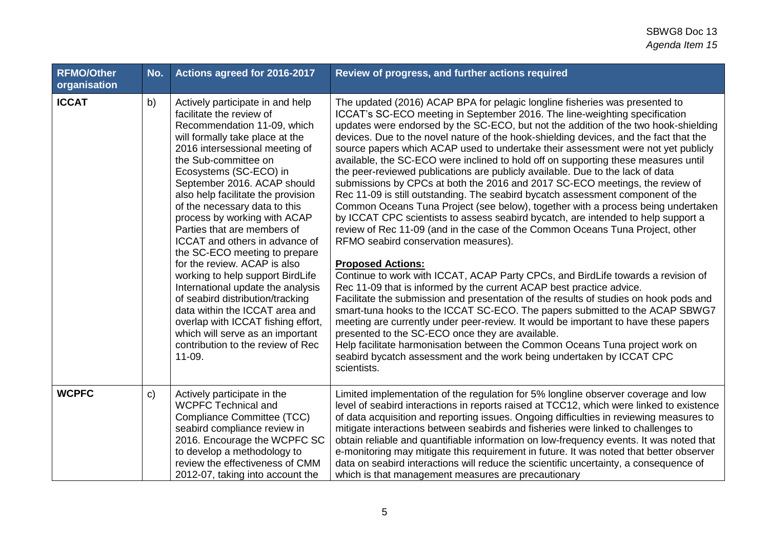| RFMO/Other organisation | No. | Actions agreed for 2016-2017 | Review of progress, and further actions required |
|---|---|---|---|
| **ICCAT** | b) | Actively participate in and help facilitate the review of Recommendation 11-09, which will formally take place at the 2016 intersessional meeting of the Sub-committee on Ecosystems (SC-ECO) in September 2016. ACAP should also help facilitate the provision of the necessary data to this process by working with ACAP Parties that are members of ICCAT and others in advance of the SC-ECO meeting to prepare for the review. ACAP is also working to help support BirdLife International update the analysis of seabird distribution/tracking data within the ICCAT area and overlap with ICCAT fishing effort, which will serve as an important contribution to the review of Rec 11-09. | The updated (2016) ACAP BPA for pelagic longline fisheries was presented to ICCAT's SC-ECO meeting in September 2016. The line-weighting specification updates were endorsed by the SC-ECO, but not the addition of the two hook-shielding devices. Due to the novel nature of the hook-shielding devices, and the fact that the source papers which ACAP used to undertake their assessment were not yet publicly available, the SC-ECO were inclined to hold off on supporting these measures until the peer-reviewed publications are publicly available. Due to the lack of data submissions by CPCs at both the 2016 and 2017 SC-ECO meetings, the review of Rec 11-09 is still outstanding. The seabird bycatch assessment component of the Common Oceans Tuna Project (see below), together with a process being undertaken by ICCAT CPC scientists to assess seabird bycatch, are intended to help support a review of Rec 11-09 (and in the case of the Common Oceans Tuna Project, other RFMO seabird conservation measures).<br><br>**Proposed Actions:**<br>Continue to work with ICCAT, ACAP Party CPCs, and BirdLife towards a revision of Rec 11-09 that is informed by the current ACAP best practice advice.<br>Facilitate the submission and presentation of the results of studies on hook pods and smart-tuna hooks to the ICCAT SC-ECO. The papers submitted to the ACAP SBWG7 meeting are currently under peer-review. It would be important to have these papers presented to the SC-ECO once they are available.<br>Help facilitate harmonisation between the Common Oceans Tuna project work on seabird bycatch assessment and the work being undertaken by ICCAT CPC scientists. |
| **WCPFC** | c) | Actively participate in the WCPFC Technical and Compliance Committee (TCC) seabird compliance review in 2016. Encourage the WCPFC SC to develop a methodology to review the effectiveness of CMM 2012-07, taking into account the | Limited implementation of the regulation for 5% longline observer coverage and low level of seabird interactions in reports raised at TCC12, which were linked to existence of data acquisition and reporting issues. Ongoing difficulties in reviewing measures to mitigate interactions between seabirds and fisheries were linked to challenges to obtain reliable and quantifiable information on low-frequency events. It was noted that e-monitoring may mitigate this requirement in future. It was noted that better observer data on seabird interactions will reduce the scientific uncertainty, a consequence of which is that management measures are precautionary |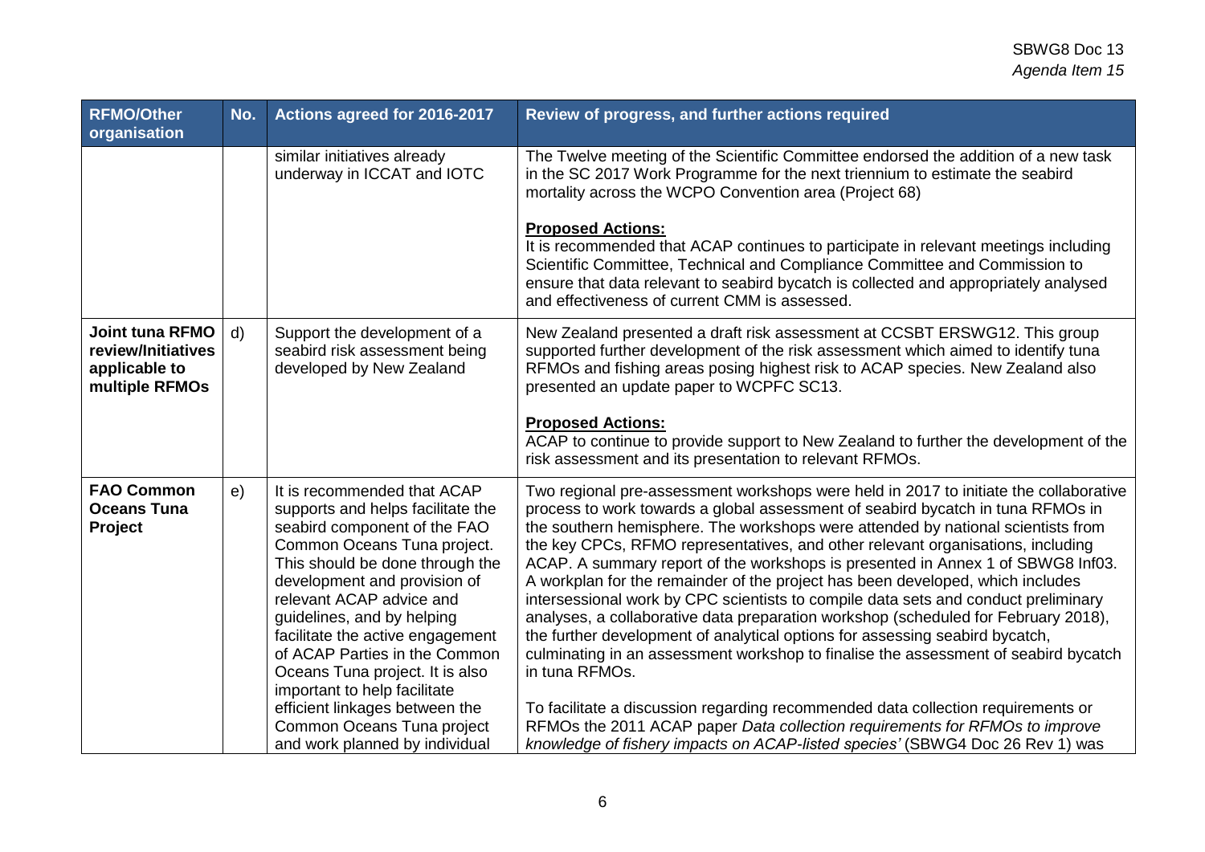| RFMO/Other organisation | No. | Actions agreed for 2016-2017 | Review of progress, and further actions required |
|---|---|---|---|
| | | similar initiatives already underway in ICCAT and IOTC | The Twelve meeting of the Scientific Committee endorsed the addition of a new task in the SC 2017 Work Programme for the next triennium to estimate the seabird mortality across the WCPO Convention area (Project 68)<br><br>**Proposed Actions:**<br>It is recommended that ACAP continues to participate in relevant meetings including Scientific Committee, Technical and Compliance Committee and Commission to ensure that data relevant to seabird bycatch is collected and appropriately analysed and effectiveness of current CMM is assessed. |
| **Joint tuna RFMO review/Initiatives applicable to multiple RFMOs** | d) | Support the development of a seabird risk assessment being developed by New Zealand | New Zealand presented a draft risk assessment at CCSBT ERSWG12. This group supported further development of the risk assessment which aimed to identify tuna RFMOs and fishing areas posing highest risk to ACAP species. New Zealand also presented an update paper to WCPFC SC13.<br><br>**Proposed Actions:**<br>ACAP to continue to provide support to New Zealand to further the development of the risk assessment and its presentation to relevant RFMOs. |
| **FAO Common Oceans Tuna Project** | e) | It is recommended that ACAP supports and helps facilitate the seabird component of the FAO Common Oceans Tuna project. This should be done through the development and provision of relevant ACAP advice and guidelines, and by helping facilitate the active engagement of ACAP Parties in the Common Oceans Tuna project. It is also important to help facilitate efficient linkages between the Common Oceans Tuna project and work planned by individual | Two regional pre-assessment workshops were held in 2017 to initiate the collaborative process to work towards a global assessment of seabird bycatch in tuna RFMOs in the southern hemisphere. The workshops were attended by national scientists from the key CPCs, RFMO representatives, and other relevant organisations, including ACAP. A summary report of the workshops is presented in Annex 1 of SBWG8 Inf03. A workplan for the remainder of the project has been developed, which includes intersessional work by CPC scientists to compile data sets and conduct preliminary analyses, a collaborative data preparation workshop (scheduled for February 2018), the further development of analytical options for assessing seabird bycatch, culminating in an assessment workshop to finalise the assessment of seabird bycatch in tuna RFMOs.<br><br>To facilitate a discussion regarding recommended data collection requirements or RFMOs the 2011 ACAP paper *Data collection requirements for RFMOs to improve knowledge of fishery impacts on ACAP-listed species'* (SBWG4 Doc 26 Rev 1) was |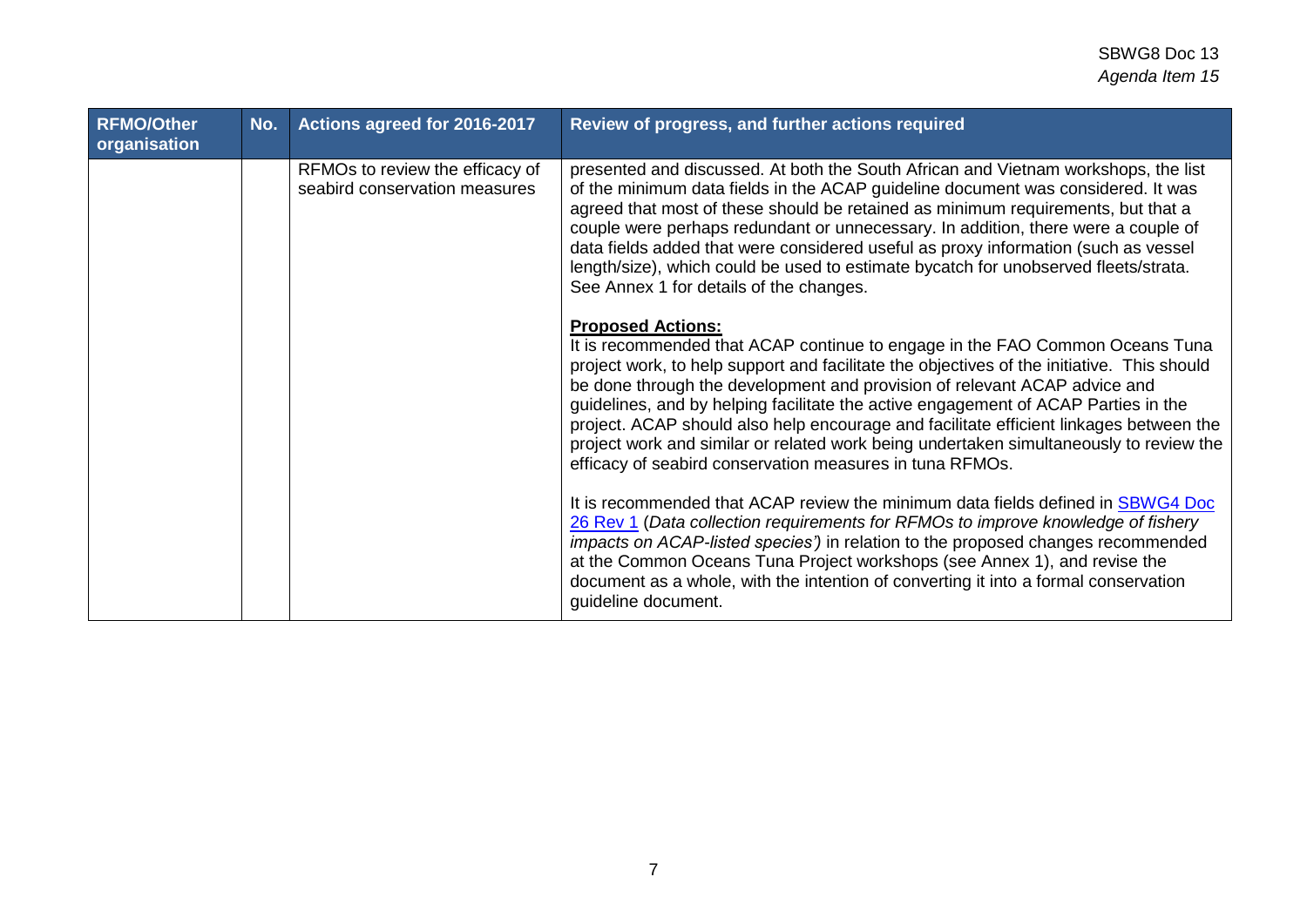| RFMO/Other organisation | No. | Actions agreed for 2016-2017 | Review of progress, and further actions required |
|---|---|---|---|
| | | RFMOs to review the efficacy of seabird conservation measures | presented and discussed. At both the South African and Vietnam workshops, the list of the minimum data fields in the ACAP guideline document was considered. It was agreed that most of these should be retained as minimum requirements, but that a couple were perhaps redundant or unnecessary. In addition, there were a couple of data fields added that were considered useful as proxy information (such as vessel length/size), which could be used to estimate bycatch for unobserved fleets/strata. See Annex 1 for details of the changes.<br><br>**Proposed Actions:**<br>It is recommended that ACAP continue to engage in the FAO Common Oceans Tuna project work, to help support and facilitate the objectives of the initiative. This should be done through the development and provision of relevant ACAP advice and guidelines, and by helping facilitate the active engagement of ACAP Parties in the project. ACAP should also help encourage and facilitate efficient linkages between the project work and similar or related work being undertaken simultaneously to review the efficacy of seabird conservation measures in tuna RFMOs.<br><br>It is recommended that ACAP review the minimum data fields defined in SBWG4 Doc 26 Rev 1 (*Data collection requirements for RFMOs to improve knowledge of fishery impacts on ACAP-listed species')* in relation to the proposed changes recommended at the Common Oceans Tuna Project workshops (see Annex 1), and revise the document as a whole, with the intention of converting it into a formal conservation guideline document. |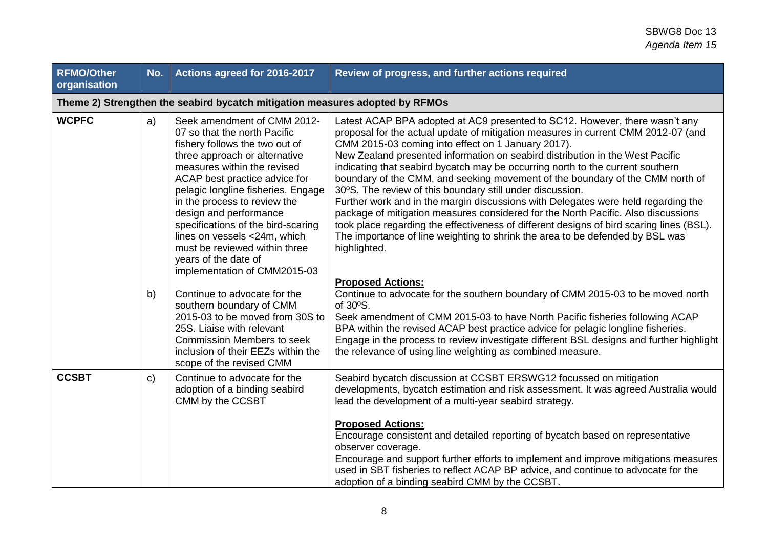| RFMO/Other organisation | No. | Actions agreed for 2016-2017 | Review of progress, and further actions required |
|---|---|---|---|
| **Theme 2) Strengthen the seabird bycatch mitigation measures adopted by RFMOs** | | | |
| **WCPFC** | a)<br><br>b) | Seek amendment of CMM 2012-07 so that the north Pacific fishery follows the two out of three approach or alternative measures within the revised ACAP best practice advice for pelagic longline fisheries. Engage in the process to review the design and performance specifications of the bird-scaring lines on vessels <24m, which must be reviewed within three years of the date of implementation of CMM2015-03<br><br>Continue to advocate for the southern boundary of CMM 2015-03 to be moved from 30S to 25S. Liaise with relevant Commission Members to seek inclusion of their EEZs within the scope of the revised CMM | Latest ACAP BPA adopted at AC9 presented to SC12. However, there wasn't any proposal for the actual update of mitigation measures in current CMM 2012-07 (and CMM 2015-03 coming into effect on 1 January 2017).<br>New Zealand presented information on seabird distribution in the West Pacific indicating that seabird bycatch may be occurring north to the current southern boundary of the CMM, and seeking movement of the boundary of the CMM north of 30ºS. The review of this boundary still under discussion.<br>Further work and in the margin discussions with Delegates were held regarding the package of mitigation measures considered for the North Pacific. Also discussions took place regarding the effectiveness of different designs of bird scaring lines (BSL). The importance of line weighting to shrink the area to be defended by BSL was highlighted.<br><br>**Proposed Actions:**<br>Continue to advocate for the southern boundary of CMM 2015-03 to be moved north of 30ºS.<br>Seek amendment of CMM 2015-03 to have North Pacific fisheries following ACAP BPA within the revised ACAP best practice advice for pelagic longline fisheries.<br>Engage in the process to review investigate different BSL designs and further highlight the relevance of using line weighting as combined measure. |
| **CCSBT** | c) | Continue to advocate for the adoption of a binding seabird CMM by the CCSBT | Seabird bycatch discussion at CCSBT ERSWG12 focussed on mitigation developments, bycatch estimation and risk assessment. It was agreed Australia would lead the development of a multi-year seabird strategy.<br><br>**Proposed Actions:**<br>Encourage consistent and detailed reporting of bycatch based on representative observer coverage.<br>Encourage and support further efforts to implement and improve mitigations measures used in SBT fisheries to reflect ACAP BP advice, and continue to advocate for the adoption of a binding seabird CMM by the CCSBT. |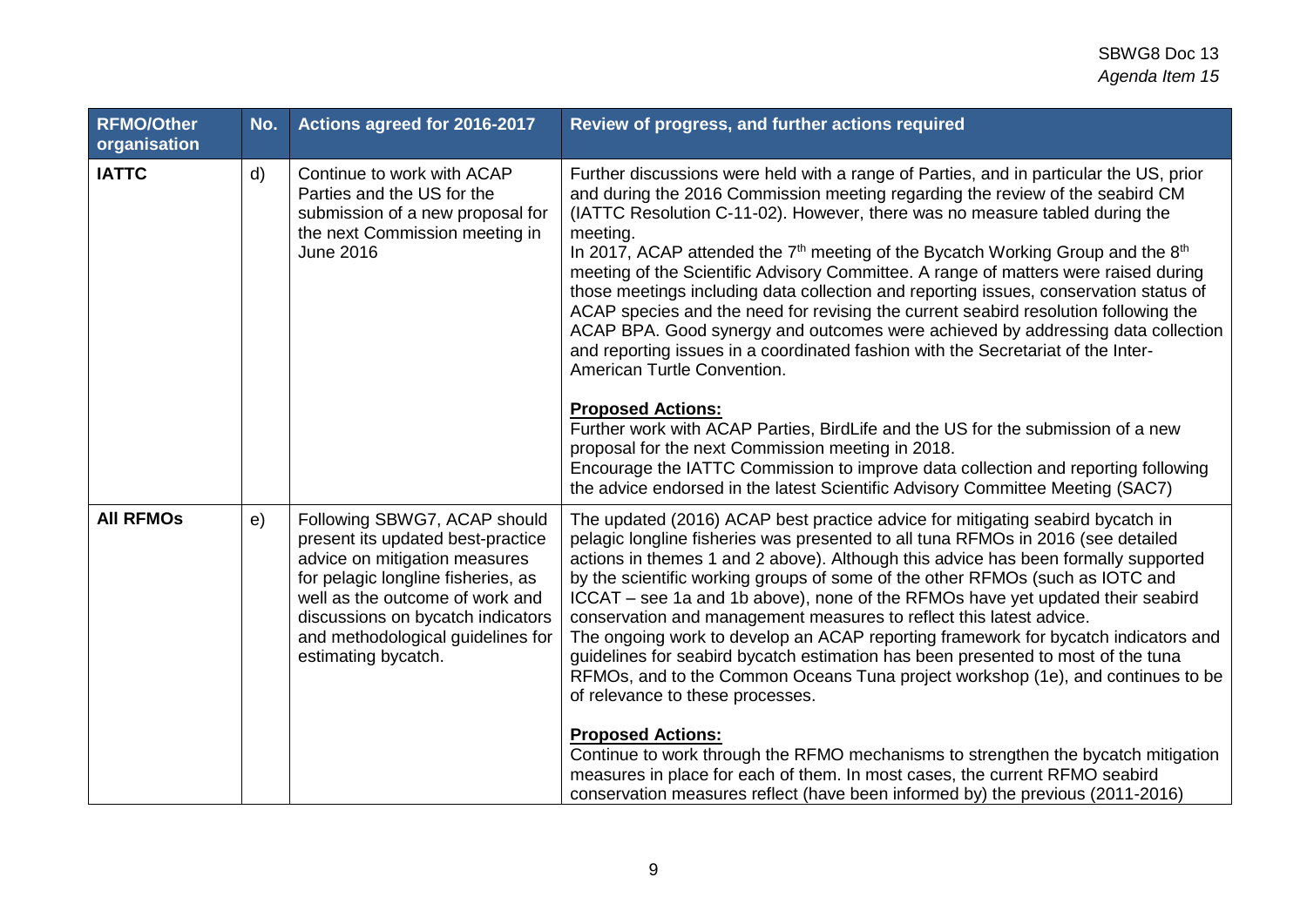| RFMO/Other organisation | No. | Actions agreed for 2016-2017 | Review of progress, and further actions required |
|---|---|---|---|
| **IATTC** | d) | Continue to work with ACAP Parties and the US for the submission of a new proposal for the next Commission meeting in June 2016 | Further discussions were held with a range of Parties, and in particular the US, prior and during the 2016 Commission meeting regarding the review of the seabird CM (IATTC Resolution C-11-02). However, there was no measure tabled during the meeting.<br>In 2017, ACAP attended the 7th meeting of the Bycatch Working Group and the 8th meeting of the Scientific Advisory Committee. A range of matters were raised during those meetings including data collection and reporting issues, conservation status of ACAP species and the need for revising the current seabird resolution following the ACAP BPA. Good synergy and outcomes were achieved by addressing data collection and reporting issues in a coordinated fashion with the Secretariat of the Inter-American Turtle Convention.<br><br>**Proposed Actions:**<br>Further work with ACAP Parties, BirdLife and the US for the submission of a new proposal for the next Commission meeting in 2018.<br>Encourage the IATTC Commission to improve data collection and reporting following the advice endorsed in the latest Scientific Advisory Committee Meeting (SAC7) |
| **All RFMOs** | e) | Following SBWG7, ACAP should present its updated best-practice advice on mitigation measures for pelagic longline fisheries, as well as the outcome of work and discussions on bycatch indicators and methodological guidelines for estimating bycatch. | The updated (2016) ACAP best practice advice for mitigating seabird bycatch in pelagic longline fisheries was presented to all tuna RFMOs in 2016 (see detailed actions in themes 1 and 2 above). Although this advice has been formally supported by the scientific working groups of some of the other RFMOs (such as IOTC and ICCAT – see 1a and 1b above), none of the RFMOs have yet updated their seabird conservation and management measures to reflect this latest advice.<br>The ongoing work to develop an ACAP reporting framework for bycatch indicators and guidelines for seabird bycatch estimation has been presented to most of the tuna RFMOs, and to the Common Oceans Tuna project workshop (1e), and continues to be of relevance to these processes.<br><br>**Proposed Actions:**<br>Continue to work through the RFMO mechanisms to strengthen the bycatch mitigation measures in place for each of them. In most cases, the current RFMO seabird conservation measures reflect (have been informed by) the previous (2011-2016) |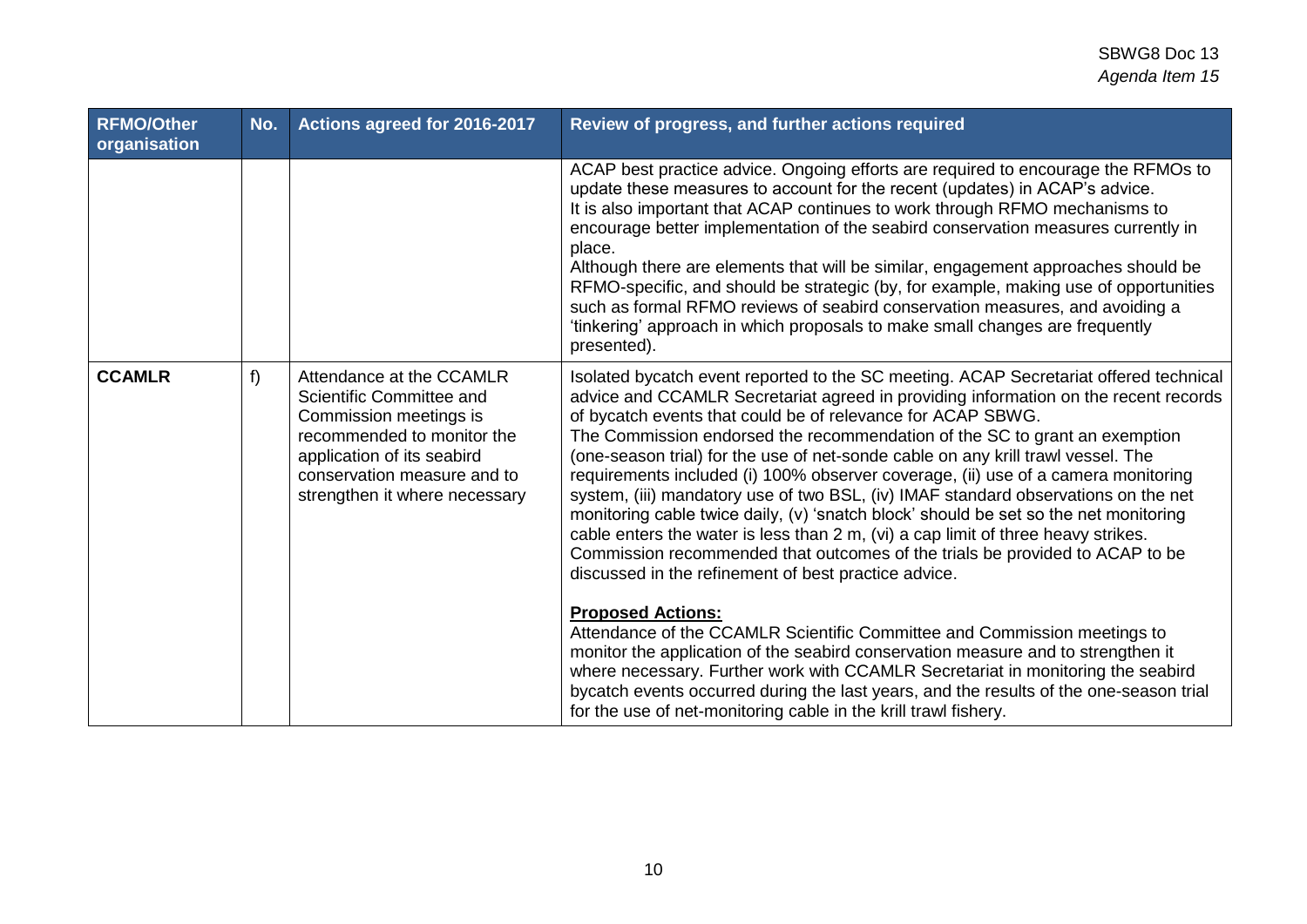| RFMO/Other organisation | No. | Actions agreed for 2016-2017 | Review of progress, and further actions required |
|---|---|---|---|
| | | | ACAP best practice advice. Ongoing efforts are required to encourage the RFMOs to update these measures to account for the recent (updates) in ACAP's advice.<br>It is also important that ACAP continues to work through RFMO mechanisms to encourage better implementation of the seabird conservation measures currently in place.<br>Although there are elements that will be similar, engagement approaches should be RFMO-specific, and should be strategic (by, for example, making use of opportunities such as formal RFMO reviews of seabird conservation measures, and avoiding a 'tinkering' approach in which proposals to make small changes are frequently presented). |
| **CCAMLR** | f) | Attendance at the CCAMLR Scientific Committee and Commission meetings is recommended to monitor the application of its seabird conservation measure and to strengthen it where necessary | Isolated bycatch event reported to the SC meeting. ACAP Secretariat offered technical advice and CCAMLR Secretariat agreed in providing information on the recent records of bycatch events that could be of relevance for ACAP SBWG.<br>The Commission endorsed the recommendation of the SC to grant an exemption (one-season trial) for the use of net-sonde cable on any krill trawl vessel. The requirements included (i) 100% observer coverage, (ii) use of a camera monitoring system, (iii) mandatory use of two BSL, (iv) IMAF standard observations on the net monitoring cable twice daily, (v) 'snatch block' should be set so the net monitoring cable enters the water is less than 2 m, (vi) a cap limit of three heavy strikes. Commission recommended that outcomes of the trials be provided to ACAP to be discussed in the refinement of best practice advice.<br><br>**<u>Proposed Actions:</u>**<br>Attendance of the CCAMLR Scientific Committee and Commission meetings to monitor the application of the seabird conservation measure and to strengthen it where necessary. Further work with CCAMLR Secretariat in monitoring the seabird bycatch events occurred during the last years, and the results of the one-season trial for the use of net-monitoring cable in the krill trawl fishery. |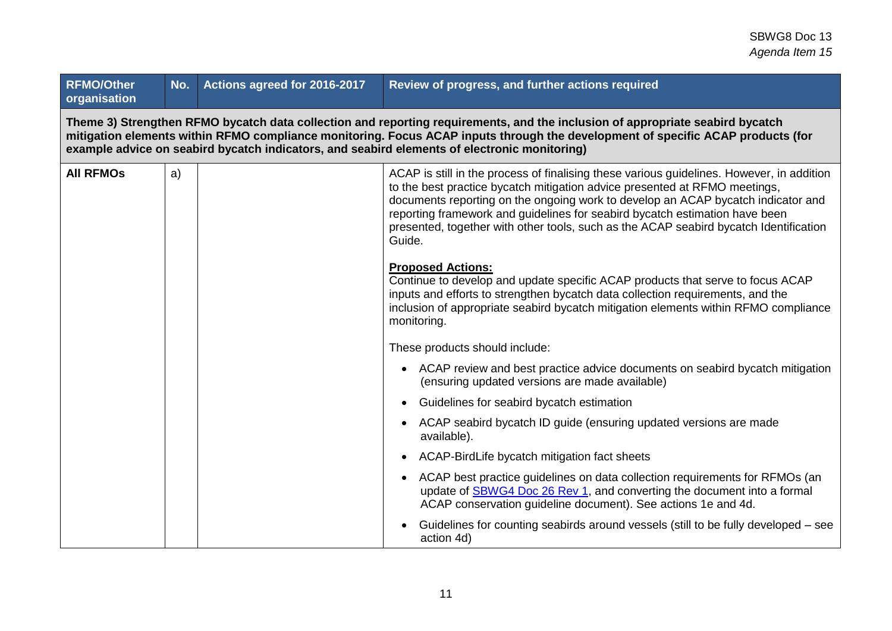| RFMO/Other organisation | No. | Actions agreed for 2016-2017 | Review of progress, and further actions required |
|---|---|---|---|
| **Theme 3) Strengthen RFMO bycatch data collection and reporting requirements, and the inclusion of appropriate seabird bycatch mitigation elements within RFMO compliance monitoring. Focus ACAP inputs through the development of specific ACAP products (for example advice on seabird bycatch indicators, and seabird elements of electronic monitoring)** | | | |
| **All RFMOs** | a) | | ACAP is still in the process of finalising these various guidelines. However, in addition to the best practice bycatch mitigation advice presented at RFMO meetings, documents reporting on the ongoing work to develop an ACAP bycatch indicator and reporting framework and guidelines for seabird bycatch estimation have been presented, together with other tools, such as the ACAP seabird bycatch Identification Guide.<br><br>**Proposed Actions:**<br>Continue to develop and update specific ACAP products that serve to focus ACAP inputs and efforts to strengthen bycatch data collection requirements, and the inclusion of appropriate seabird bycatch mitigation elements within RFMO compliance monitoring.<br><br>These products should include:<br>• ACAP review and best practice advice documents on seabird bycatch mitigation (ensuring updated versions are made available)<br>• Guidelines for seabird bycatch estimation<br>• ACAP seabird bycatch ID guide (ensuring updated versions are made available).<br>• ACAP-BirdLife bycatch mitigation fact sheets<br>• ACAP best practice guidelines on data collection requirements for RFMOs (an update of SBWG4 Doc 26 Rev 1, and converting the document into a formal ACAP conservation guideline document). See actions 1e and 4d.<br>• Guidelines for counting seabirds around vessels (still to be fully developed – see action 4d) |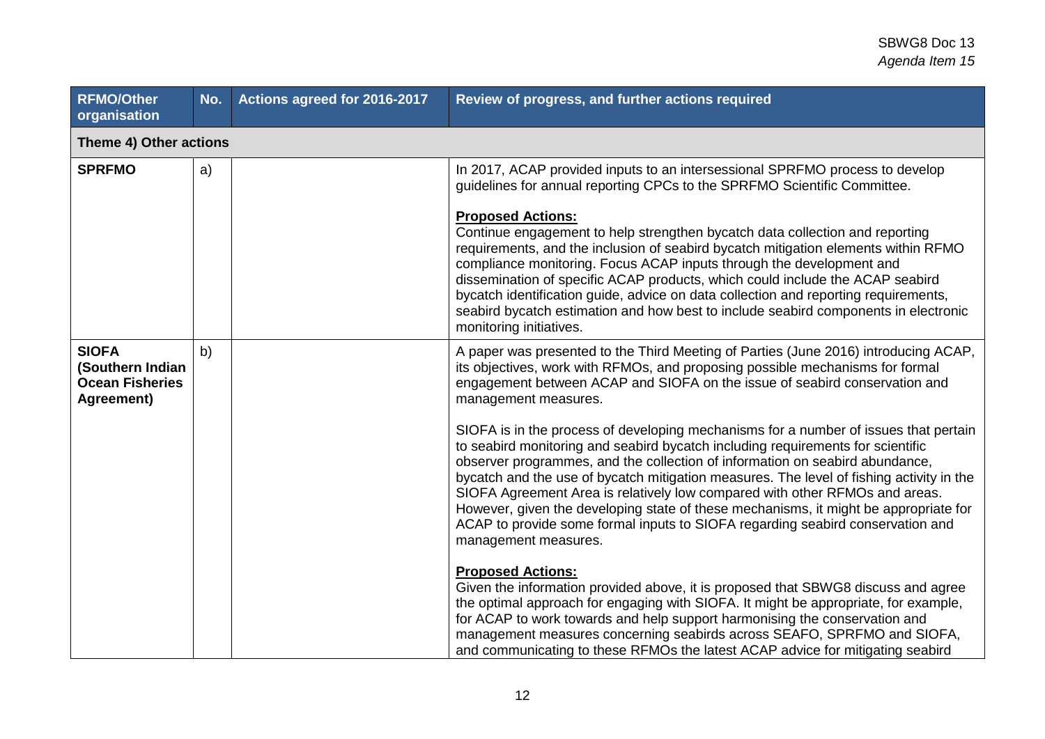| RFMO/Other organisation | No. | Actions agreed for 2016-2017 | Review of progress, and further actions required |
|---|---|---|---|
| **Theme 4) Other actions** | | | |
| **SPRFMO** | a) | | In 2017, ACAP provided inputs to an intersessional SPRFMO process to develop guidelines for annual reporting CPCs to the SPRFMO Scientific Committee.<br><br>**Proposed Actions:**<br>Continue engagement to help strengthen bycatch data collection and reporting requirements, and the inclusion of seabird bycatch mitigation elements within RFMO compliance monitoring. Focus ACAP inputs through the development and dissemination of specific ACAP products, which could include the ACAP seabird bycatch identification guide, advice on data collection and reporting requirements, seabird bycatch estimation and how best to include seabird components in electronic monitoring initiatives. |
| **SIOFA (Southern Indian Ocean Fisheries Agreement)** | b) | | A paper was presented to the Third Meeting of Parties (June 2016) introducing ACAP, its objectives, work with RFMOs, and proposing possible mechanisms for formal engagement between ACAP and SIOFA on the issue of seabird conservation and management measures.<br><br>SIOFA is in the process of developing mechanisms for a number of issues that pertain to seabird monitoring and seabird bycatch including requirements for scientific observer programmes, and the collection of information on seabird abundance, bycatch and the use of bycatch mitigation measures. The level of fishing activity in the SIOFA Agreement Area is relatively low compared with other RFMOs and areas. However, given the developing state of these mechanisms, it might be appropriate for ACAP to provide some formal inputs to SIOFA regarding seabird conservation and management measures.<br><br>**Proposed Actions:**<br>Given the information provided above, it is proposed that SBWG8 discuss and agree the optimal approach for engaging with SIOFA. It might be appropriate, for example, for ACAP to work towards and help support harmonising the conservation and management measures concerning seabirds across SEAFO, SPRFMO and SIOFA, and communicating to these RFMOs the latest ACAP advice for mitigating seabird |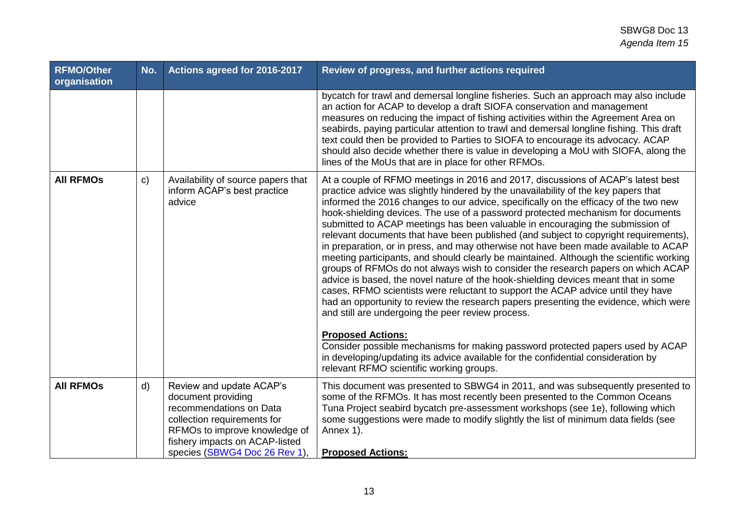| RFMO/Other organisation | No. | Actions agreed for 2016-2017 | Review of progress, and further actions required |
|---|---|---|---|
| | | | bycatch for trawl and demersal longline fisheries. Such an approach may also include an action for ACAP to develop a draft SIOFA conservation and management measures on reducing the impact of fishing activities within the Agreement Area on seabirds, paying particular attention to trawl and demersal longline fishing. This draft text could then be provided to Parties to SIOFA to encourage its advocacy. ACAP should also decide whether there is value in developing a MoU with SIOFA, along the lines of the MoUs that are in place for other RFMOs. |
| **All RFMOs** | c) | Availability of source papers that inform ACAP's best practice advice | At a couple of RFMO meetings in 2016 and 2017, discussions of ACAP's latest best practice advice was slightly hindered by the unavailability of the key papers that informed the 2016 changes to our advice, specifically on the efficacy of the two new hook-shielding devices. The use of a password protected mechanism for documents submitted to ACAP meetings has been valuable in encouraging the submission of relevant documents that have been published (and subject to copyright requirements), in preparation, or in press, and may otherwise not have been made available to ACAP meeting participants, and should clearly be maintained. Although the scientific working groups of RFMOs do not always wish to consider the research papers on which ACAP advice is based, the novel nature of the hook-shielding devices meant that in some cases, RFMO scientists were reluctant to support the ACAP advice until they have had an opportunity to review the research papers presenting the evidence, which were and still are undergoing the peer review process.<br><br>**Proposed Actions:**<br>Consider possible mechanisms for making password protected papers used by ACAP in developing/updating its advice available for the confidential consideration by relevant RFMO scientific working groups. |
| **All RFMOs** | d) | Review and update ACAP's document providing recommendations on Data collection requirements for RFMOs to improve knowledge of fishery impacts on ACAP-listed species (SBWG4 Doc 26 Rev 1), | This document was presented to SBWG4 in 2011, and was subsequently presented to some of the RFMOs. It has most recently been presented to the Common Oceans Tuna Project seabird bycatch pre-assessment workshops (see 1e), following which some suggestions were made to modify slightly the list of minimum data fields (see Annex 1).<br><br>**Proposed Actions:** |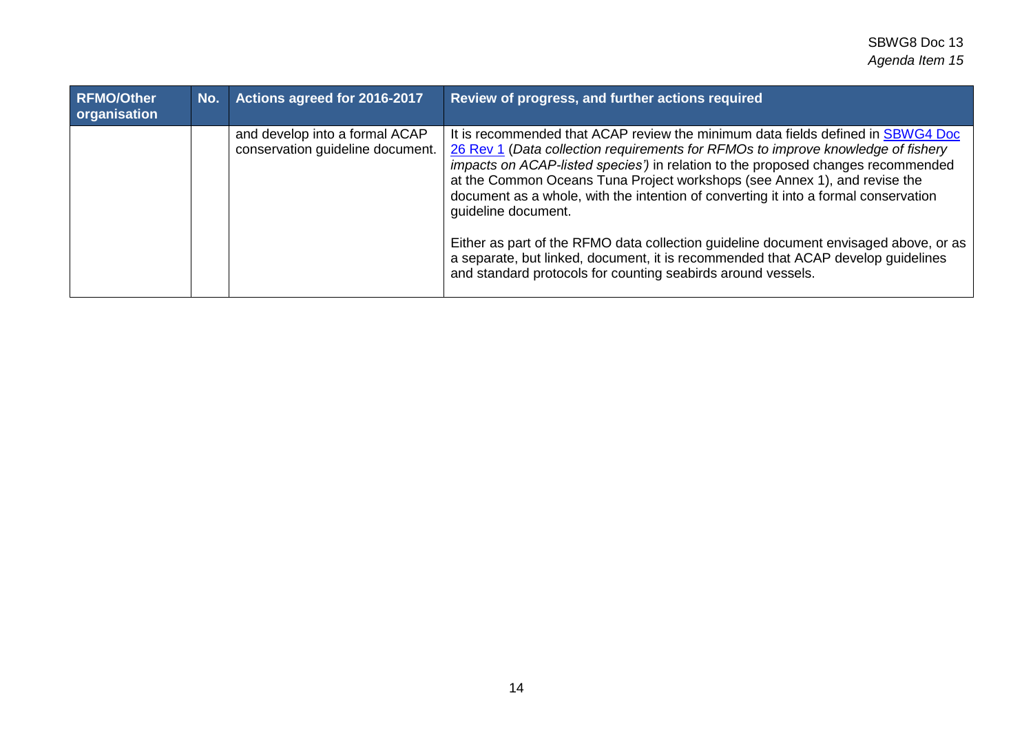| RFMO/Other organisation | No. | Actions agreed for 2016-2017 | Review of progress, and further actions required |
|---|---|---|---|
| | | and develop into a formal ACAP conservation guideline document. | It is recommended that ACAP review the minimum data fields defined in SBWG4 Doc 26 Rev 1 (*Data collection requirements for RFMOs to improve knowledge of fishery impacts on ACAP-listed species')* in relation to the proposed changes recommended at the Common Oceans Tuna Project workshops (see Annex 1), and revise the document as a whole, with the intention of converting it into a formal conservation guideline document.<br><br>Either as part of the RFMO data collection guideline document envisaged above, or as a separate, but linked, document, it is recommended that ACAP develop guidelines and standard protocols for counting seabirds around vessels. |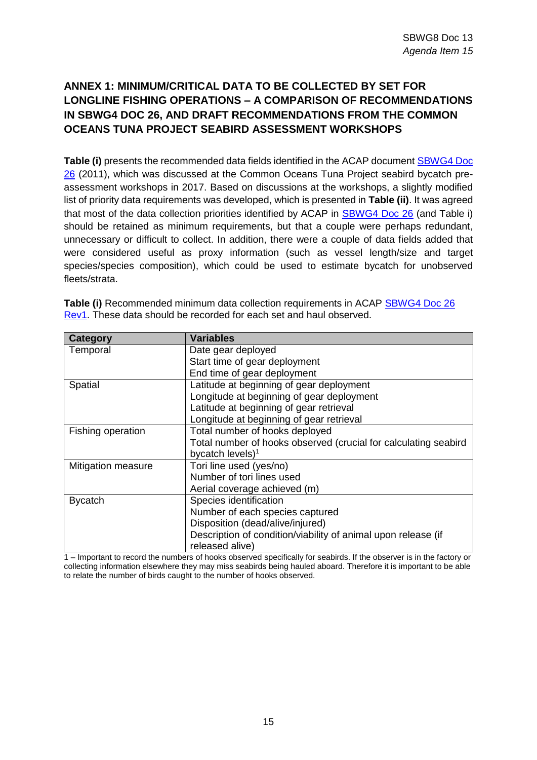## ANNEX 1: MINIMUM/CRITICAL DATA TO BE COLLECTED BY SET FOR LONGLINE FISHING OPERATIONS – A COMPARISON OF RECOMMENDATIONS IN SBWG4 DOC 26, AND DRAFT RECOMMENDATIONS FROM THE COMMON OCEANS TUNA PROJECT SEABIRD ASSESSMENT WORKSHOPS

**Table (i)** presents the recommended data fields identified in the ACAP document SBWG4 Doc 26 (2011), which was discussed at the Common Oceans Tuna Project seabird bycatch pre-assessment workshops in 2017. Based on discussions at the workshops, a slightly modified list of priority data requirements was developed, which is presented in **Table (ii)**. It was agreed that most of the data collection priorities identified by ACAP in SBWG4 Doc 26 (and Table i) should be retained as minimum requirements, but that a couple were perhaps redundant, unnecessary or difficult to collect. In addition, there were a couple of data fields added that were considered useful as proxy information (such as vessel length/size and target species/species composition), which could be used to estimate bycatch for unobserved fleets/strata.

**Table (i)** Recommended minimum data collection requirements in ACAP SBWG4 Doc 26 Rev1. These data should be recorded for each set and haul observed.

| Category | Variables |
|---|---|
| Temporal | Date gear deployed<br>Start time of gear deployment<br>End time of gear deployment |
| Spatial | Latitude at beginning of gear deployment<br>Longitude at beginning of gear deployment<br>Latitude at beginning of gear retrieval<br>Longitude at beginning of gear retrieval |
| Fishing operation | Total number of hooks deployed<br>Total number of hooks observed (crucial for calculating seabird bycatch levels)[1] |
| Mitigation measure | Tori line used (yes/no)<br>Number of tori lines used<br>Aerial coverage achieved (m) |
| Bycatch | Species identification<br>Number of each species captured<br>Disposition (dead/alive/injured)<br>Description of condition/viability of animal upon release (if released alive) |

1 – Important to record the numbers of hooks observed specifically for seabirds. If the observer is in the factory or collecting information elsewhere they may miss seabirds being hauled aboard. Therefore it is important to be able to relate the number of birds caught to the number of hooks observed.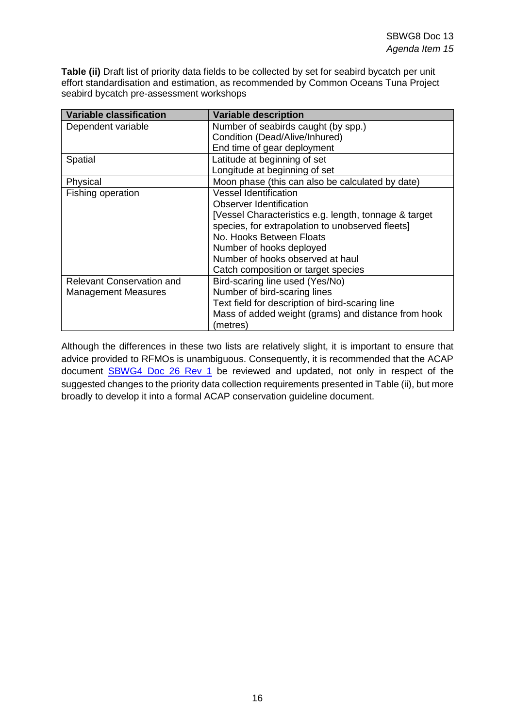**Table (ii)** Draft list of priority data fields to be collected by set for seabird bycatch per unit effort standardisation and estimation, as recommended by Common Oceans Tuna Project seabird bycatch pre-assessment workshops

| Variable classification | Variable description |
|---|---|
| Dependent variable | Number of seabirds caught (by spp.)<br>Condition (Dead/Alive/Inhured)<br>End time of gear deployment |
| Spatial | Latitude at beginning of set<br>Longitude at beginning of set |
| Physical | Moon phase (this can also be calculated by date) |
| Fishing operation | Vessel Identification<br>Observer Identification<br>[Vessel Characteristics e.g. length, tonnage & target species, for extrapolation to unobserved fleets]<br>No. Hooks Between Floats<br>Number of hooks deployed<br>Number of hooks observed at haul<br>Catch composition or target species |
| Relevant Conservation and Management Measures | Bird-scaring line used (Yes/No)<br>Number of bird-scaring lines<br>Text field for description of bird-scaring line<br>Mass of added weight (grams) and distance from hook (metres) |

Although the differences in these two lists are relatively slight, it is important to ensure that advice provided to RFMOs is unambiguous. Consequently, it is recommended that the ACAP document SBWG4 Doc 26 Rev 1 be reviewed and updated, not only in respect of the suggested changes to the priority data collection requirements presented in Table (ii), but more broadly to develop it into a formal ACAP conservation guideline document.